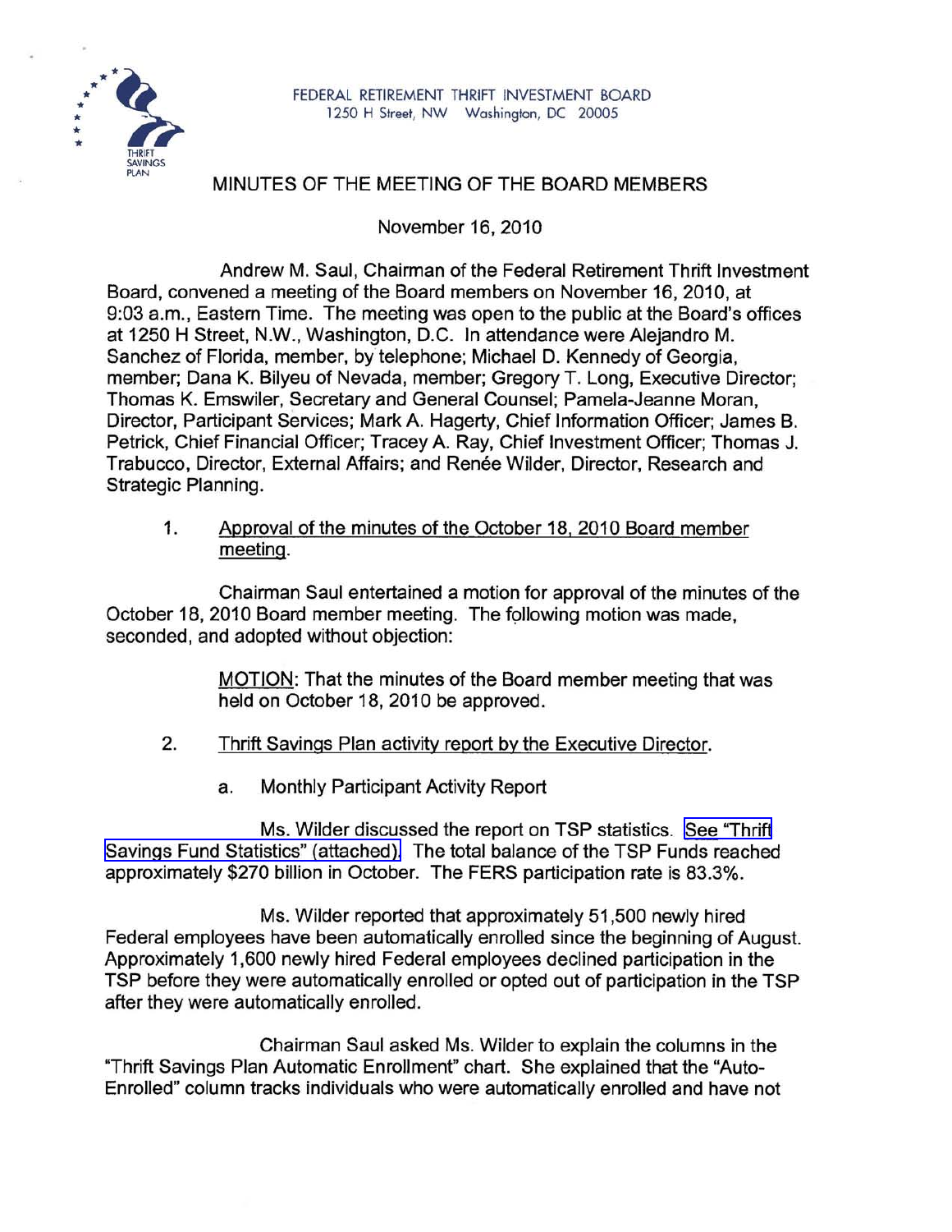FEDERAL RETIREMENT THRIFT INVESTMENT BOARD
1250 H Street, NW Washington, DC 20005

# MINUTES OF THE MEETING OF THE BOARD MEMBERS

November 16, 2010

Andrew M. Saul, Chairman of the Federal Retirement Thrift Investment Board, convened a meeting of the Board members on November 16, 2010, at 9:03 a.m., Eastern Time. The meeting was open to the public at the Board's offices at 1250 H Street, N.W., Washington, D.C. In attendance were Alejandro M. Sanchez of Florida, member, by telephone; Michael D. Kennedy of Georgia, member; Dana K. Bilyeu of Nevada, member; Gregory T. Long, Executive Director; Thomas K. Emswiler, Secretary and General Counsel; Pamela-Jeanne Moran, Director, Participant Services; Mark A. Hagerty, Chief Information Officer; James B. Petrick, Chief Financial Officer; Tracey A. Ray, Chief Investment Officer; Thomas J. Trabucco, Director, External Affairs; and Renée Wilder, Director, Research and Strategic Planning.

1. Approval of the minutes of the October 18, 2010 Board member meeting.

Chairman Saul entertained a motion for approval of the minutes of the October 18, 2010 Board member meeting. The following motion was made, seconded, and adopted without objection:

> MOTION: That the minutes of the Board member meeting that was held on October 18, 2010 be approved.

2. Thrift Savings Plan activity report by the Executive Director.

   a. Monthly Participant Activity Report

Ms. Wilder discussed the report on TSP statistics. See "Thrift Savings Fund Statistics" (attached). The total balance of the TSP Funds reached approximately $270 billion in October. The FERS participation rate is 83.3%.

Ms. Wilder reported that approximately 51,500 newly hired Federal employees have been automatically enrolled since the beginning of August. Approximately 1,600 newly hired Federal employees declined participation in the TSP before they were automatically enrolled or opted out of participation in the TSP after they were automatically enrolled.

Chairman Saul asked Ms. Wilder to explain the columns in the "Thrift Savings Plan Automatic Enrollment" chart. She explained that the "Auto-Enrolled" column tracks individuals who were automatically enrolled and have not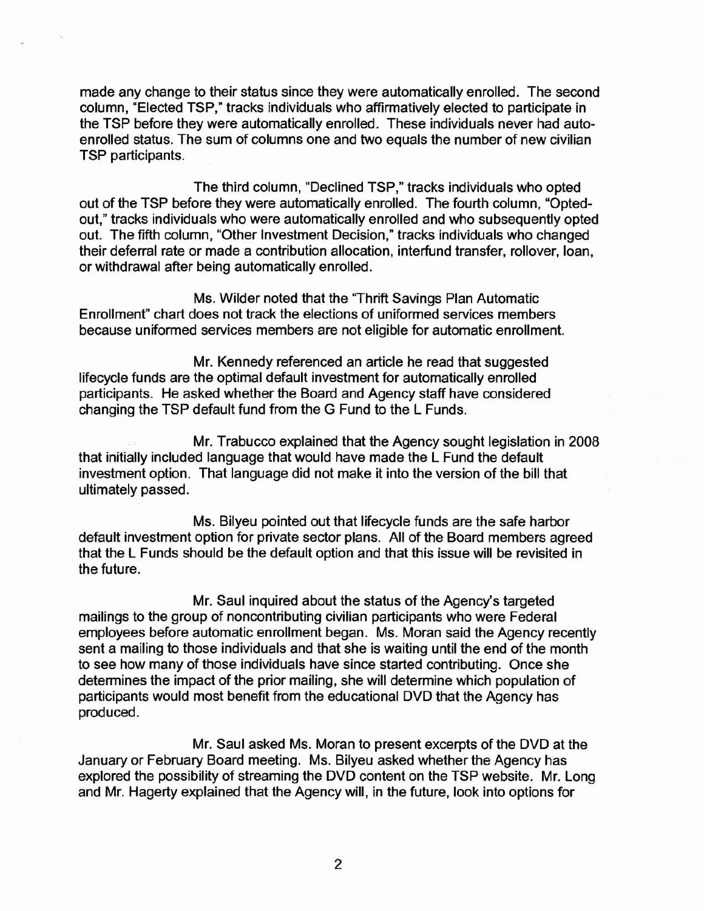made any change to their status since they were automatically enrolled. The second column, "Elected TSP," tracks individuals who affirmatively elected to participate in the TSP before they were automatically enrolled. These individuals never had auto-enrolled status. The sum of columns one and two equals the number of new civilian TSP participants.

The third column, "Declined TSP," tracks individuals who opted out of the TSP before they were automatically enrolled. The fourth column, "Opted-out," tracks individuals who were automatically enrolled and who subsequently opted out. The fifth column, "Other Investment Decision," tracks individuals who changed their deferral rate or made a contribution allocation, interfund transfer, rollover, loan, or withdrawal after being automatically enrolled.

Ms. Wilder noted that the "Thrift Savings Plan Automatic Enrollment" chart does not track the elections of uniformed services members because uniformed services members are not eligible for automatic enrollment.

Mr. Kennedy referenced an article he read that suggested lifecycle funds are the optimal default investment for automatically enrolled participants. He asked whether the Board and Agency staff have considered changing the TSP default fund from the G Fund to the L Funds.

Mr. Trabucco explained that the Agency sought legislation in 2008 that initially included language that would have made the L Fund the default investment option. That language did not make it into the version of the bill that ultimately passed.

Ms. Bilyeu pointed out that lifecycle funds are the safe harbor default investment option for private sector plans. All of the Board members agreed that the L Funds should be the default option and that this issue will be revisited in the future.

Mr. Saul inquired about the status of the Agency's targeted mailings to the group of noncontributing civilian participants who were Federal employees before automatic enrollment began. Ms. Moran said the Agency recently sent a mailing to those individuals and that she is waiting until the end of the month to see how many of those individuals have since started contributing. Once she determines the impact of the prior mailing, she will determine which population of participants would most benefit from the educational DVD that the Agency has produced.

Mr. Saul asked Ms. Moran to present excerpts of the DVD at the January or February Board meeting. Ms. Bilyeu asked whether the Agency has explored the possibility of streaming the DVD content on the TSP website. Mr. Long and Mr. Hagerty explained that the Agency will, in the future, look into options for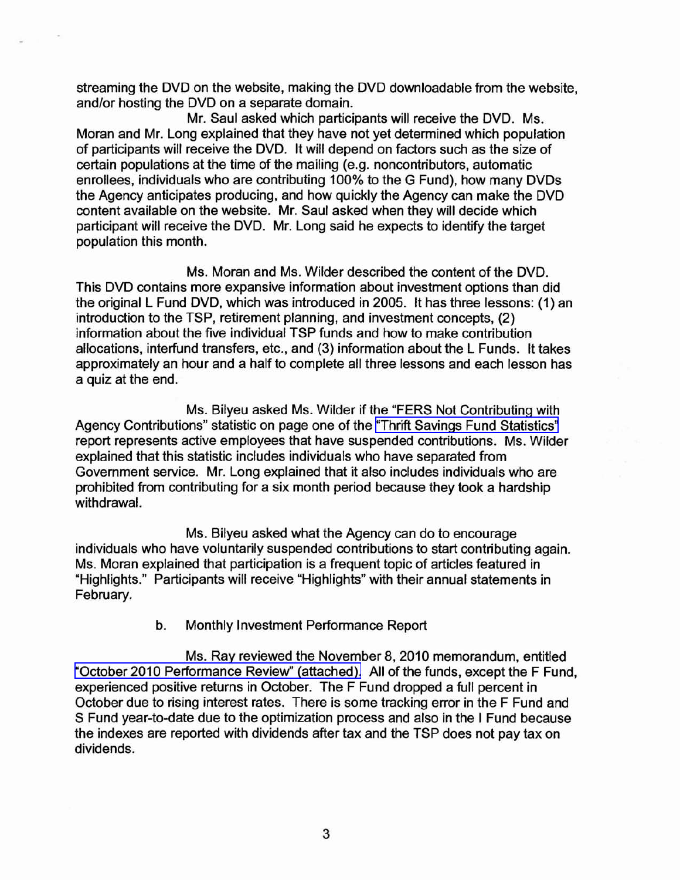streaming the DVD on the website, making the DVD downloadable from the website, and/or hosting the DVD on a separate domain.

Mr. Saul asked which participants will receive the DVD. Ms. Moran and Mr. Long explained that they have not yet determined which population of participants will receive the DVD. It will depend on factors such as the size of certain populations at the time of the mailing (e.g. noncontributors, automatic enrollees, individuals who are contributing 100% to the G Fund), how many DVDs the Agency anticipates producing, and how quickly the Agency can make the DVD content available on the website. Mr. Saul asked when they will decide which participant will receive the DVD. Mr. Long said he expects to identify the target population this month.

Ms. Moran and Ms. Wilder described the content of the DVD. This DVD contains more expansive information about investment options than did the original L Fund DVD, which was introduced in 2005. It has three lessons: (1) an introduction to the TSP, retirement planning, and investment concepts, (2) information about the five individual TSP funds and how to make contribution allocations, interfund transfers, etc., and (3) information about the L Funds. It takes approximately an hour and a half to complete all three lessons and each lesson has a quiz at the end.

Ms. Bilyeu asked Ms. Wilder if the "FERS Not Contributing with Agency Contributions" statistic on page one of the "Thrift Savings Fund Statistics" report represents active employees that have suspended contributions. Ms. Wilder explained that this statistic includes individuals who have separated from Government service. Mr. Long explained that it also includes individuals who are prohibited from contributing for a six month period because they took a hardship withdrawal.

Ms. Bilyeu asked what the Agency can do to encourage individuals who have voluntarily suspended contributions to start contributing again. Ms. Moran explained that participation is a frequent topic of articles featured in "Highlights." Participants will receive "Highlights" with their annual statements in February.

b. Monthly Investment Performance Report

Ms. Ray reviewed the November 8, 2010 memorandum, entitled "October 2010 Performance Review" (attached). All of the funds, except the F Fund, experienced positive returns in October. The F Fund dropped a full percent in October due to rising interest rates. There is some tracking error in the F Fund and S Fund year-to-date due to the optimization process and also in the I Fund because the indexes are reported with dividends after tax and the TSP does not pay tax on dividends.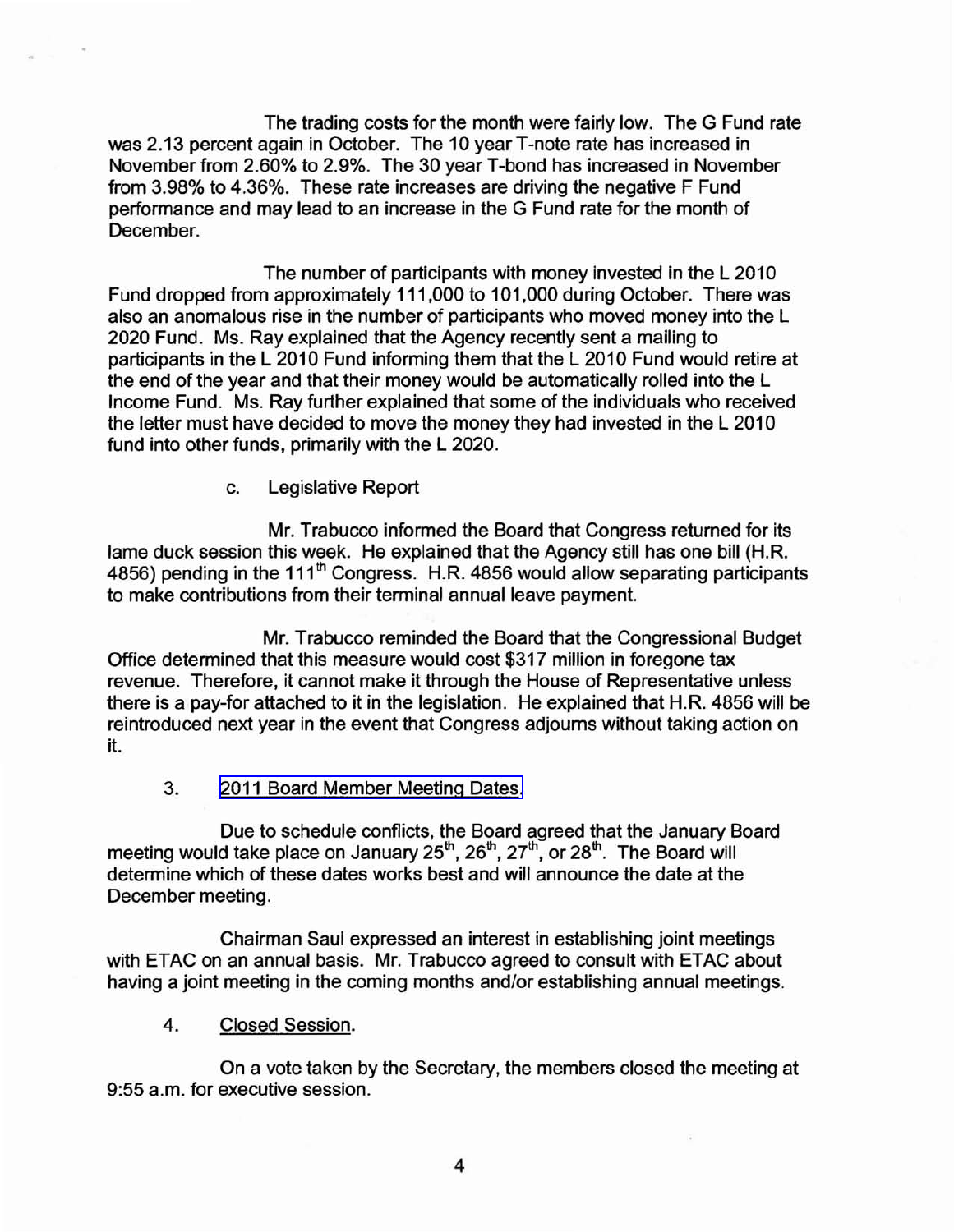The trading costs for the month were fairly low. The G Fund rate was 2.13 percent again in October. The 10 year T-note rate has increased in November from 2.60% to 2.9%. The 30 year T-bond has increased in November from 3.98% to 4.36%. These rate increases are driving the negative F Fund performance and may lead to an increase in the G Fund rate for the month of December.

The number of participants with money invested in the L 2010 Fund dropped from approximately 111,000 to 101,000 during October. There was also an anomalous rise in the number of participants who moved money into the L 2020 Fund. Ms. Ray explained that the Agency recently sent a mailing to participants in the L 2010 Fund informing them that the L 2010 Fund would retire at the end of the year and that their money would be automatically rolled into the L Income Fund. Ms. Ray further explained that some of the individuals who received the letter must have decided to move the money they had invested in the L 2010 fund into other funds, primarily with the L 2020.

c. Legislative Report

Mr. Trabucco informed the Board that Congress returned for its lame duck session this week. He explained that the Agency still has one bill (H.R. 4856) pending in the 111th Congress. H.R. 4856 would allow separating participants to make contributions from their terminal annual leave payment.

Mr. Trabucco reminded the Board that the Congressional Budget Office determined that this measure would cost $317 million in foregone tax revenue. Therefore, it cannot make it through the House of Representative unless there is a pay-for attached to it in the legislation. He explained that H.R. 4856 will be reintroduced next year in the event that Congress adjourns without taking action on it.

3. 2011 Board Member Meeting Dates.

Due to schedule conflicts, the Board agreed that the January Board meeting would take place on January 25th, 26th, 27th, or 28th. The Board will determine which of these dates works best and will announce the date at the December meeting.

Chairman Saul expressed an interest in establishing joint meetings with ETAC on an annual basis. Mr. Trabucco agreed to consult with ETAC about having a joint meeting in the coming months and/or establishing annual meetings.

4. Closed Session.

On a vote taken by the Secretary, the members closed the meeting at 9:55 a.m. for executive session.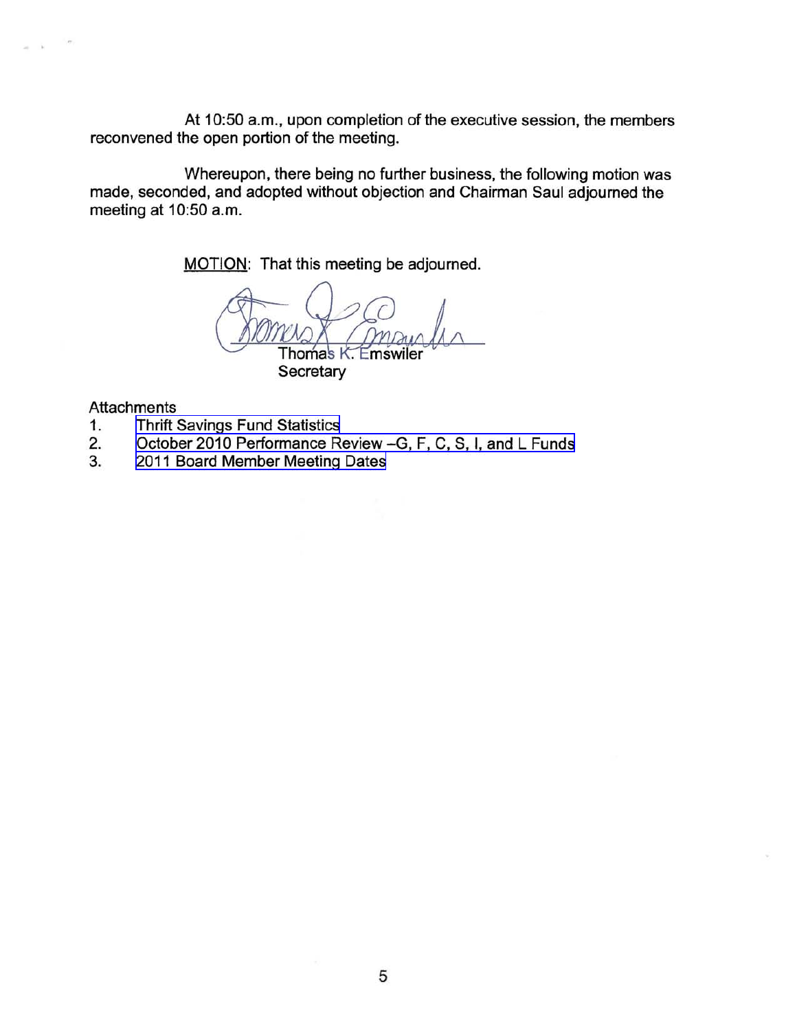At 10:50 a.m., upon completion of the executive session, the members reconvened the open portion of the meeting.

Whereupon, there being no further business, the following motion was made, seconded, and adopted without objection and Chairman Saul adjourned the meeting at 10:50 a.m.

MOTION: That this meeting be adjourned.

Thomas K. Emswiler
Secretary

Attachments

1. Thrift Savings Fund Statistics
2. October 2010 Performance Review –G, F, C, S, I, and L Funds
3. 2011 Board Member Meeting Dates